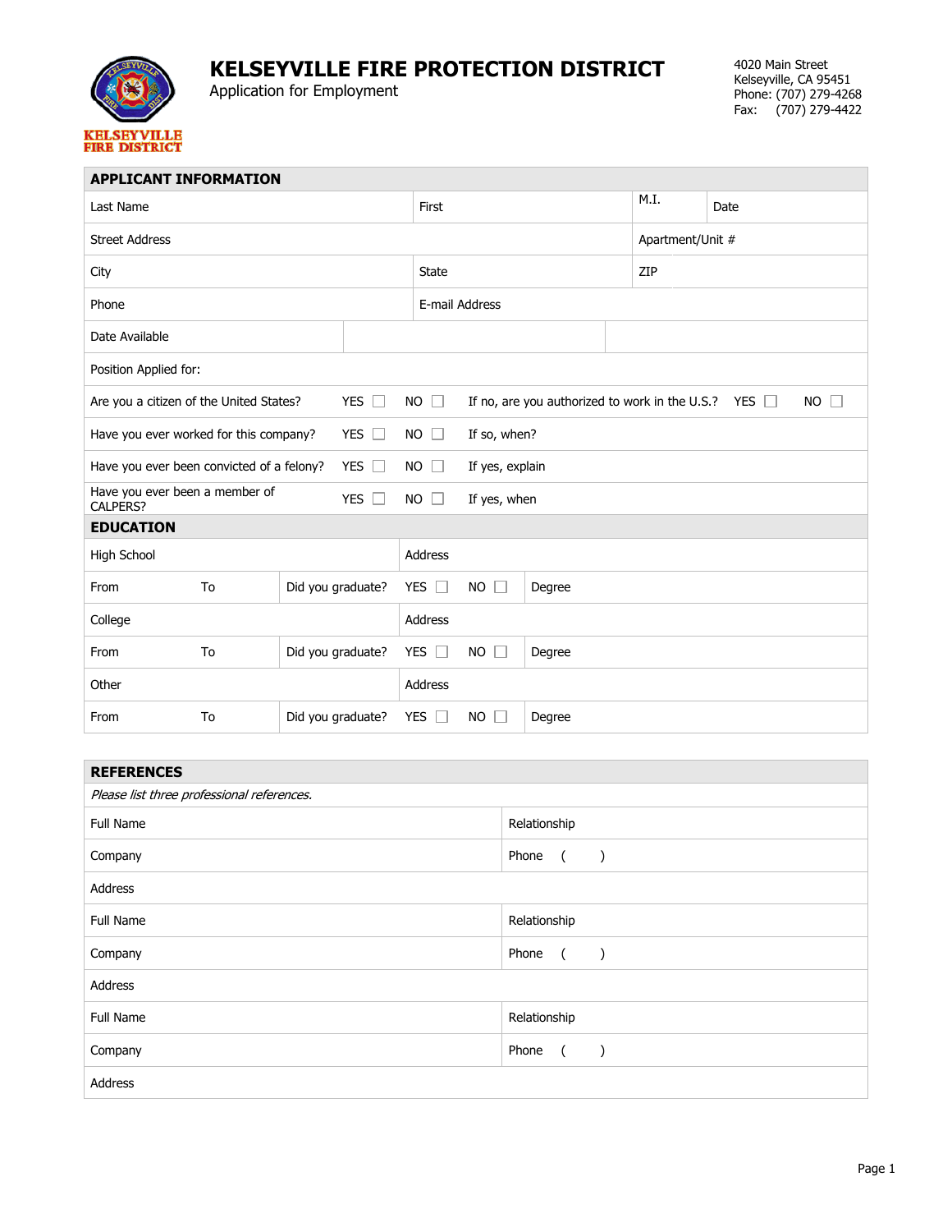# KELSEYVILLE FIRE PROTECTION DISTRICT

Application for Employment

4020 Main Street
Kelseyville, CA 95451
Phone: (707) 279-4268
Fax: (707) 279-4422

KELSEYVILLE FIRE DISTRICT

## APPLICANT INFORMATION

| | | | |
|---|---|---|---|
| Last Name | First | M.I. | Date |
| Street Address | | Apartment/Unit # | |
| City | State | ZIP | |
| Phone | E-mail Address | | |
| Date Available | | | |
| Position Applied for: | | | |

| | | | | | |
|---|---|---|---|---|---|
| Are you a citizen of the United States? | YES ☐ | NO ☐ | If no, are you authorized to work in the U.S.? | YES ☐ | NO ☐ |
| Have you ever worked for this company? | YES ☐ | NO ☐ | If so, when? | | |
| Have you ever been convicted of a felony? | YES ☐ | NO ☐ | If yes, explain | | |
| Have you ever been a member of CALPERS? | YES ☐ | NO ☐ | If yes, when | | |

## EDUCATION

| | | | | | |
|---|---|---|---|---|---|
| High School | | Address | | | |
| From | To | Did you graduate? | YES ☐ | NO ☐ | Degree |
| College | | Address | | | |
| From | To | Did you graduate? | YES ☐ | NO ☐ | Degree |
| Other | | Address | | | |
| From | To | Did you graduate? | YES ☐ | NO ☐ | Degree |

## REFERENCES

*Please list three professional references.*

| | |
|---|---|
| Full Name | Relationship |
| Company | Phone ( ) |
| Address | |
| Full Name | Relationship |
| Company | Phone ( ) |
| Address | |
| Full Name | Relationship |
| Company | Phone ( ) |
| Address | |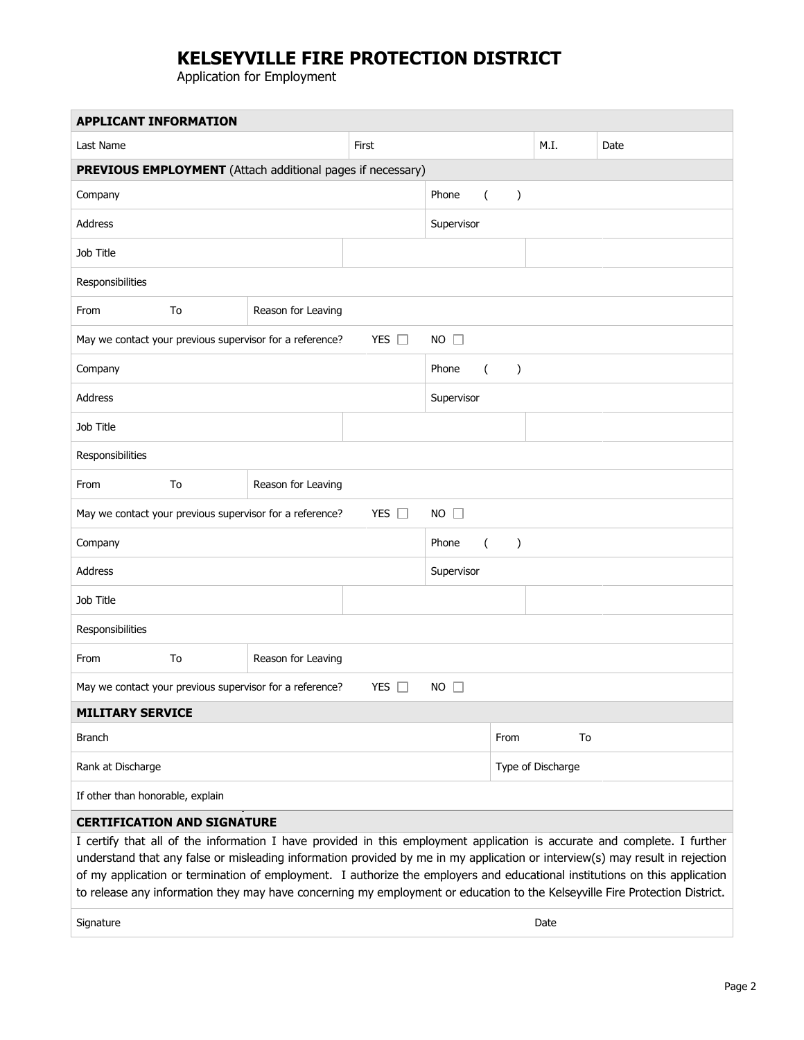# KELSEYVILLE FIRE PROTECTION DISTRICT

Application for Employment

| APPLICANT INFORMATION | | | |
|---|---|---|---|
| Last Name | First | M.I. | Date |

| PREVIOUS EMPLOYMENT (Attach additional pages if necessary) | | | |
|---|---|---|---|
| Company | | Phone ( ) | |
| Address | | Supervisor | |
| Job Title | | | |
| Responsibilities | | | |
| From To | Reason for Leaving | | |
| May we contact your previous supervisor for a reference? | YES ☐ | NO ☐ | |
| Company | | Phone ( ) | |
| Address | | Supervisor | |
| Job Title | | | |
| Responsibilities | | | |
| From To | Reason for Leaving | | |
| May we contact your previous supervisor for a reference? | YES ☐ | NO ☐ | |
| Company | | Phone ( ) | |
| Address | | Supervisor | |
| Job Title | | | |
| Responsibilities | | | |
| From To | Reason for Leaving | | |
| May we contact your previous supervisor for a reference? | YES ☐ | NO ☐ | |

| MILITARY SERVICE | | |
|---|---|---|
| Branch | From | To |
| Rank at Discharge | Type of Discharge | |
| If other than honorable, explain | | |

**CERTIFICATION AND SIGNATURE**

I certify that all of the information I have provided in this employment application is accurate and complete. I further understand that any false or misleading information provided by me in my application or interview(s) may result in rejection of my application or termination of employment. I authorize the employers and educational institutions on this application to release any information they may have concerning my employment or education to the Kelseyville Fire Protection District.

| | |
|---|---|
| Signature | Date |